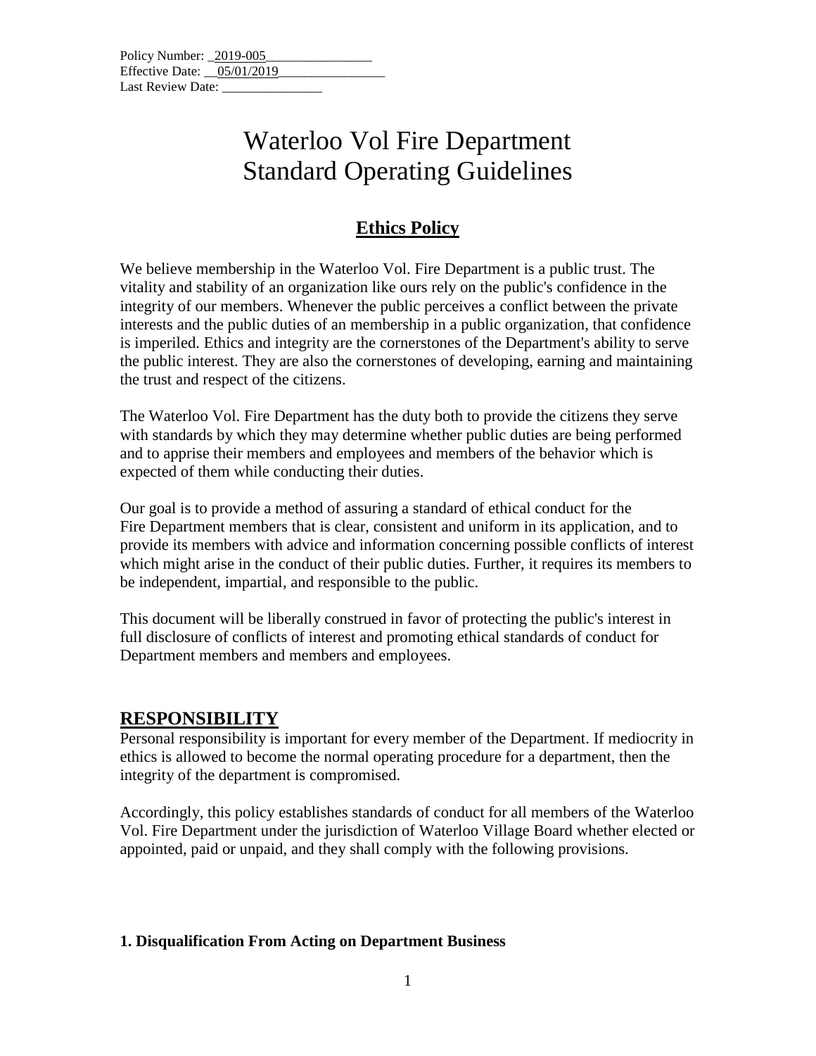Policy Number: _2019-005________________
Effective Date: __05/01/2019________________
Last Review Date: _______________

# Waterloo Vol Fire Department
# Standard Operating Guidelines

## Ethics Policy

We believe membership in the Waterloo Vol. Fire Department is a public trust. The vitality and stability of an organization like ours rely on the public's confidence in the integrity of our members. Whenever the public perceives a conflict between the private interests and the public duties of an membership in a public organization, that confidence is imperiled. Ethics and integrity are the cornerstones of the Department's ability to serve the public interest. They are also the cornerstones of developing, earning and maintaining the trust and respect of the citizens.

The Waterloo Vol. Fire Department has the duty both to provide the citizens they serve with standards by which they may determine whether public duties are being performed and to apprise their members and employees and members of the behavior which is expected of them while conducting their duties.

Our goal is to provide a method of assuring a standard of ethical conduct for the Fire Department members that is clear, consistent and uniform in its application, and to provide its members with advice and information concerning possible conflicts of interest which might arise in the conduct of their public duties. Further, it requires its members to be independent, impartial, and responsible to the public.

This document will be liberally construed in favor of protecting the public's interest in full disclosure of conflicts of interest and promoting ethical standards of conduct for Department members and members and employees.

## RESPONSIBILITY

Personal responsibility is important for every member of the Department. If mediocrity in ethics is allowed to become the normal operating procedure for a department, then the integrity of the department is compromised.

Accordingly, this policy establishes standards of conduct for all members of the Waterloo Vol. Fire Department under the jurisdiction of Waterloo Village Board whether elected or appointed, paid or unpaid, and they shall comply with the following provisions.

### 1. Disqualification From Acting on Department Business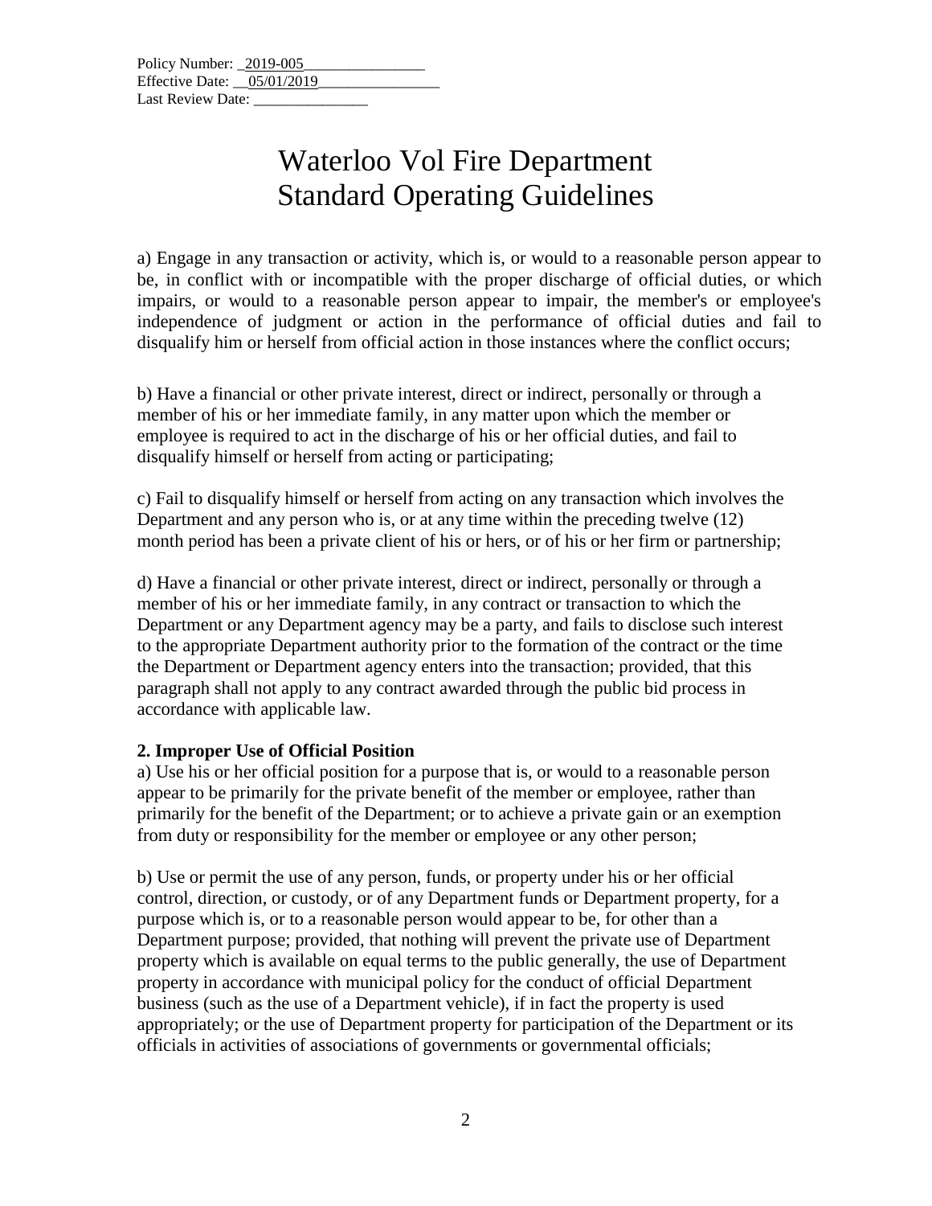Policy Number: 2019-005
Effective Date: 05/01/2019
Last Review Date: _______________

# Waterloo Vol Fire Department
# Standard Operating Guidelines

a) Engage in any transaction or activity, which is, or would to a reasonable person appear to be, in conflict with or incompatible with the proper discharge of official duties, or which impairs, or would to a reasonable person appear to impair, the member's or employee's independence of judgment or action in the performance of official duties and fail to disqualify him or herself from official action in those instances where the conflict occurs;

b) Have a financial or other private interest, direct or indirect, personally or through a member of his or her immediate family, in any matter upon which the member or employee is required to act in the discharge of his or her official duties, and fail to disqualify himself or herself from acting or participating;

c) Fail to disqualify himself or herself from acting on any transaction which involves the Department and any person who is, or at any time within the preceding twelve (12) month period has been a private client of his or hers, or of his or her firm or partnership;

d) Have a financial or other private interest, direct or indirect, personally or through a member of his or her immediate family, in any contract or transaction to which the Department or any Department agency may be a party, and fails to disclose such interest to the appropriate Department authority prior to the formation of the contract or the time the Department or Department agency enters into the transaction; provided, that this paragraph shall not apply to any contract awarded through the public bid process in accordance with applicable law.

**2. Improper Use of Official Position**

a) Use his or her official position for a purpose that is, or would to a reasonable person appear to be primarily for the private benefit of the member or employee, rather than primarily for the benefit of the Department; or to achieve a private gain or an exemption from duty or responsibility for the member or employee or any other person;

b) Use or permit the use of any person, funds, or property under his or her official control, direction, or custody, or of any Department funds or Department property, for a purpose which is, or to a reasonable person would appear to be, for other than a Department purpose; provided, that nothing will prevent the private use of Department property which is available on equal terms to the public generally, the use of Department property in accordance with municipal policy for the conduct of official Department business (such as the use of a Department vehicle), if in fact the property is used appropriately; or the use of Department property for participation of the Department or its officials in activities of associations of governments or governmental officials;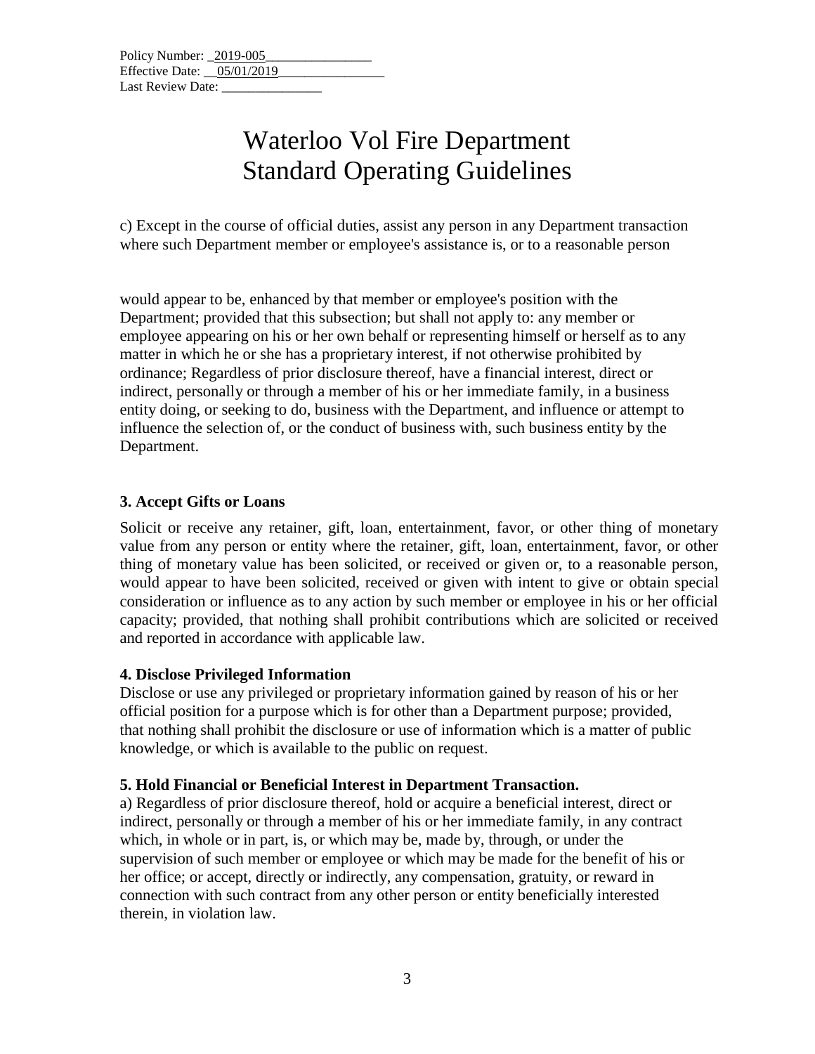Policy Number: _2019-005________________
Effective Date: __05/01/2019________________
Last Review Date: _______________

# Waterloo Vol Fire Department
# Standard Operating Guidelines

c) Except in the course of official duties, assist any person in any Department transaction where such Department member or employee's assistance is, or to a reasonable person

would appear to be, enhanced by that member or employee's position with the Department; provided that this subsection; but shall not apply to: any member or employee appearing on his or her own behalf or representing himself or herself as to any matter in which he or she has a proprietary interest, if not otherwise prohibited by ordinance; Regardless of prior disclosure thereof, have a financial interest, direct or indirect, personally or through a member of his or her immediate family, in a business entity doing, or seeking to do, business with the Department, and influence or attempt to influence the selection of, or the conduct of business with, such business entity by the Department.

**3. Accept Gifts or Loans**

Solicit or receive any retainer, gift, loan, entertainment, favor, or other thing of monetary value from any person or entity where the retainer, gift, loan, entertainment, favor, or other thing of monetary value has been solicited, or received or given or, to a reasonable person, would appear to have been solicited, received or given with intent to give or obtain special consideration or influence as to any action by such member or employee in his or her official capacity; provided, that nothing shall prohibit contributions which are solicited or received and reported in accordance with applicable law.

**4. Disclose Privileged Information**

Disclose or use any privileged or proprietary information gained by reason of his or her official position for a purpose which is for other than a Department purpose; provided, that nothing shall prohibit the disclosure or use of information which is a matter of public knowledge, or which is available to the public on request.

**5. Hold Financial or Beneficial Interest in Department Transaction.**

a) Regardless of prior disclosure thereof, hold or acquire a beneficial interest, direct or indirect, personally or through a member of his or her immediate family, in any contract which, in whole or in part, is, or which may be, made by, through, or under the supervision of such member or employee or which may be made for the benefit of his or her office; or accept, directly or indirectly, any compensation, gratuity, or reward in connection with such contract from any other person or entity beneficially interested therein, in violation law.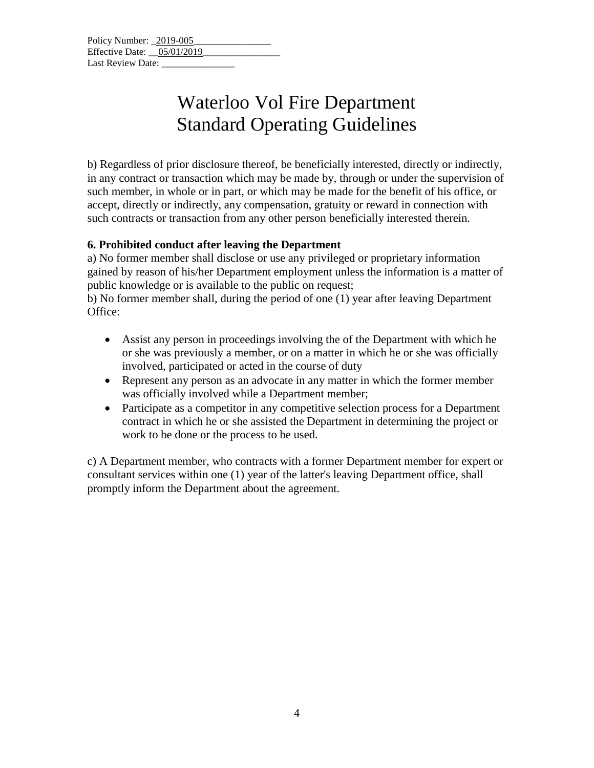Policy Number: _2019-005________________
Effective Date: __05/01/2019________________
Last Review Date: _______________

# Waterloo Vol Fire Department
# Standard Operating Guidelines

b) Regardless of prior disclosure thereof, be beneficially interested, directly or indirectly, in any contract or transaction which may be made by, through or under the supervision of such member, in whole or in part, or which may be made for the benefit of his office, or accept, directly or indirectly, any compensation, gratuity or reward in connection with such contracts or transaction from any other person beneficially interested therein.

**6. Prohibited conduct after leaving the Department**

a) No former member shall disclose or use any privileged or proprietary information gained by reason of his/her Department employment unless the information is a matter of public knowledge or is available to the public on request;

b) No former member shall, during the period of one (1) year after leaving Department Office:

- Assist any person in proceedings involving the of the Department with which he or she was previously a member, or on a matter in which he or she was officially involved, participated or acted in the course of duty
- Represent any person as an advocate in any matter in which the former member was officially involved while a Department member;
- Participate as a competitor in any competitive selection process for a Department contract in which he or she assisted the Department in determining the project or work to be done or the process to be used.

c) A Department member, who contracts with a former Department member for expert or consultant services within one (1) year of the latter's leaving Department office, shall promptly inform the Department about the agreement.